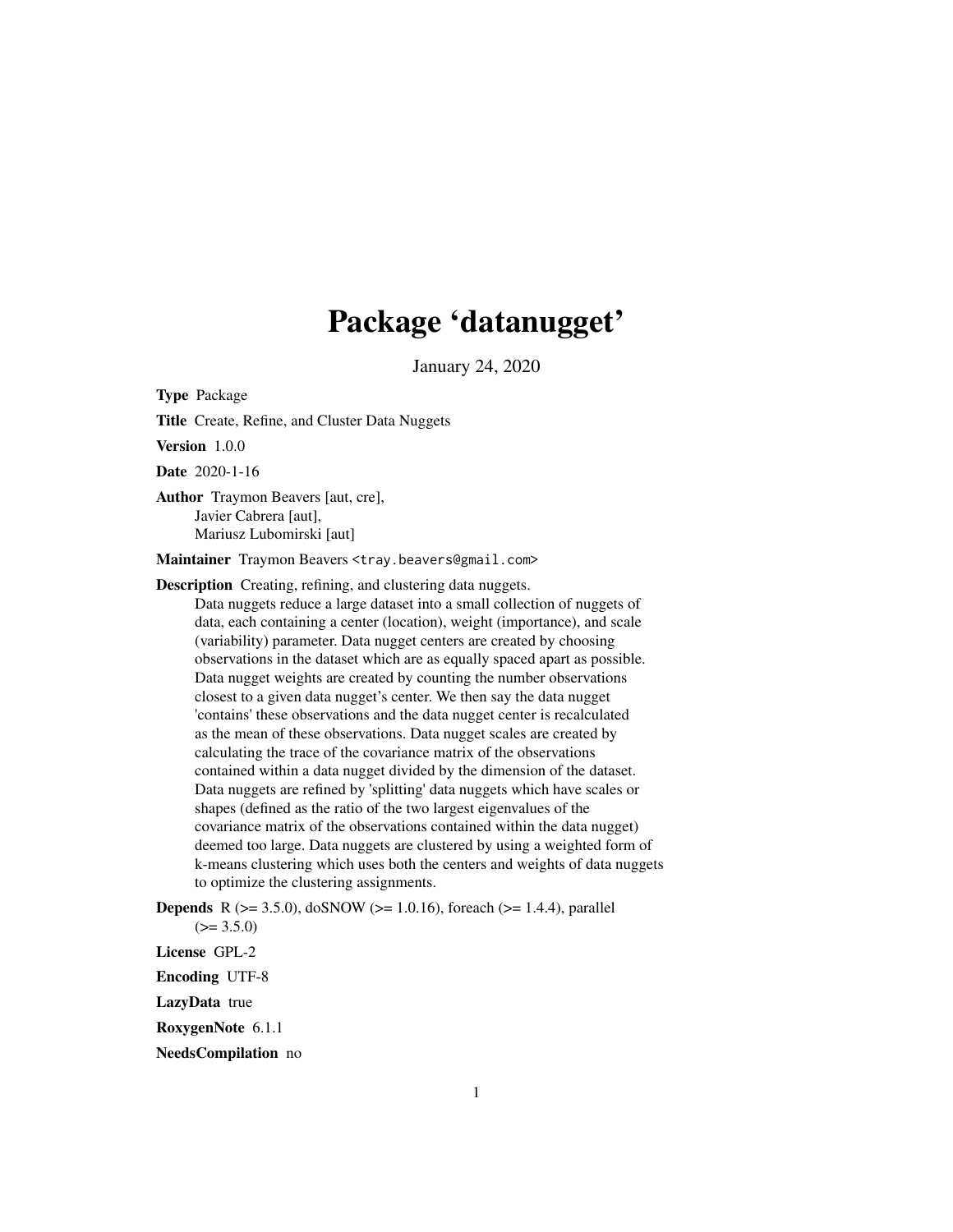# Package 'datanugget'

January 24, 2020

**Type** Package

**Title** Create, Refine, and Cluster Data Nuggets

**Version** 1.0.0

**Date** 2020-1-16

**Author** Traymon Beavers [aut, cre],
Javier Cabrera [aut],
Mariusz Lubomirski [aut]

**Maintainer** Traymon Beavers <tray.beavers@gmail.com>

**Description** Creating, refining, and clustering data nuggets.
Data nuggets reduce a large dataset into a small collection of nuggets of data, each containing a center (location), weight (importance), and scale (variability) parameter. Data nugget centers are created by choosing observations in the dataset which are as equally spaced apart as possible. Data nugget weights are created by counting the number observations closest to a given data nugget's center. We then say the data nugget 'contains' these observations and the data nugget center is recalculated as the mean of these observations. Data nugget scales are created by calculating the trace of the covariance matrix of the observations contained within a data nugget divided by the dimension of the dataset. Data nuggets are refined by 'splitting' data nuggets which have scales or shapes (defined as the ratio of the two largest eigenvalues of the covariance matrix of the observations contained within the data nugget) deemed too large. Data nuggets are clustered by using a weighted form of k-means clustering which uses both the centers and weights of data nuggets to optimize the clustering assignments.

**Depends** R (>= 3.5.0), doSNOW (>= 1.0.16), foreach (>= 1.4.4), parallel (>= 3.5.0)

**License** GPL-2

**Encoding** UTF-8

**LazyData** true

**RoxygenNote** 6.1.1

**NeedsCompilation** no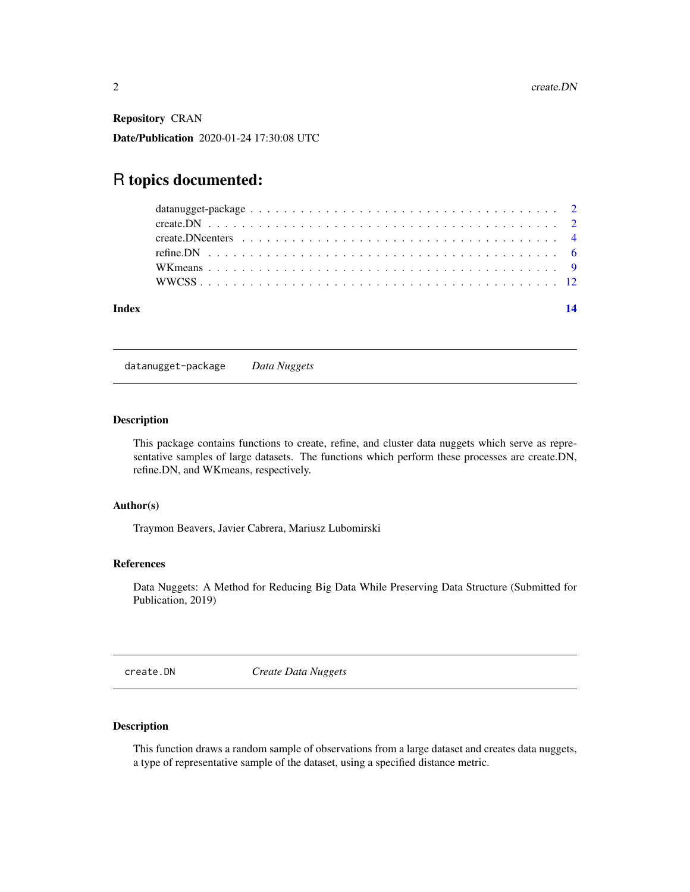**Repository** CRAN

**Date/Publication** 2020-01-24 17:30:08 UTC

# R topics documented:

- datanugget-package . . . . . . . . . . . . . . . . . . . . . . . . . . . . . . . . . . . . 2
- create.DN . . . . . . . . . . . . . . . . . . . . . . . . . . . . . . . . . . . . . . . . . 2
- create.DNcenters . . . . . . . . . . . . . . . . . . . . . . . . . . . . . . . . . . . . . 4
- refine.DN . . . . . . . . . . . . . . . . . . . . . . . . . . . . . . . . . . . . . . . . . 6
- WKmeans . . . . . . . . . . . . . . . . . . . . . . . . . . . . . . . . . . . . . . . . . 9
- WWCSS . . . . . . . . . . . . . . . . . . . . . . . . . . . . . . . . . . . . . . . . . . 12

**Index** 14

---

## `datanugget-package` *Data Nuggets*

### Description

This package contains functions to create, refine, and cluster data nuggets which serve as representative samples of large datasets. The functions which perform these processes are create.DN, refine.DN, and WKmeans, respectively.

### Author(s)

Traymon Beavers, Javier Cabrera, Mariusz Lubomirski

### References

Data Nuggets: A Method for Reducing Big Data While Preserving Data Structure (Submitted for Publication, 2019)

---

## `create.DN` *Create Data Nuggets*

### Description

This function draws a random sample of observations from a large dataset and creates data nuggets, a type of representative sample of the dataset, using a specified distance metric.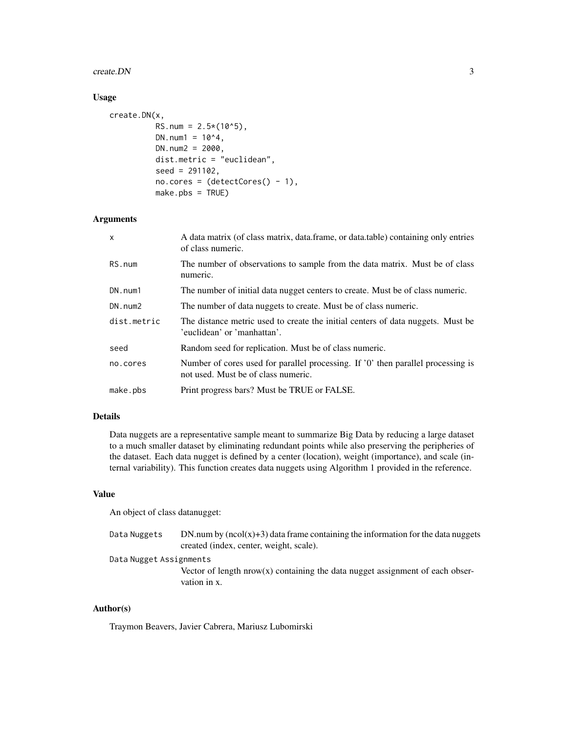## Usage

```
create.DN(x,
          RS.num = 2.5*(10^5),
          DN.num1 = 10^4,
          DN.num2 = 2000,
          dist.metric = "euclidean",
          seed = 291102,
          no.cores = (detectCores() - 1),
          make.pbs = TRUE)
```

## Arguments

| | |
|---|---|
| x | A data matrix (of class matrix, data.frame, or data.table) containing only entries of class numeric. |
| RS.num | The number of observations to sample from the data matrix. Must be of class numeric. |
| DN.num1 | The number of initial data nugget centers to create. Must be of class numeric. |
| DN.num2 | The number of data nuggets to create. Must be of class numeric. |
| dist.metric | The distance metric used to create the initial centers of data nuggets. Must be 'euclidean' or 'manhattan'. |
| seed | Random seed for replication. Must be of class numeric. |
| no.cores | Number of cores used for parallel processing. If '0' then parallel processing is not used. Must be of class numeric. |
| make.pbs | Print progress bars? Must be TRUE or FALSE. |

## Details

Data nuggets are a representative sample meant to summarize Big Data by reducing a large dataset to a much smaller dataset by eliminating redundant points while also preserving the peripheries of the dataset. Each data nugget is defined by a center (location), weight (importance), and scale (internal variability). This function creates data nuggets using Algorithm 1 provided in the reference.

## Value

An object of class datanugget:

| | |
|---|---|
| Data Nuggets | DN.num by (ncol(x)+3) data frame containing the information for the data nuggets created (index, center, weight, scale). |
| Data Nugget Assignments | Vector of length nrow(x) containing the data nugget assignment of each observation in x. |

## Author(s)

Traymon Beavers, Javier Cabrera, Mariusz Lubomirski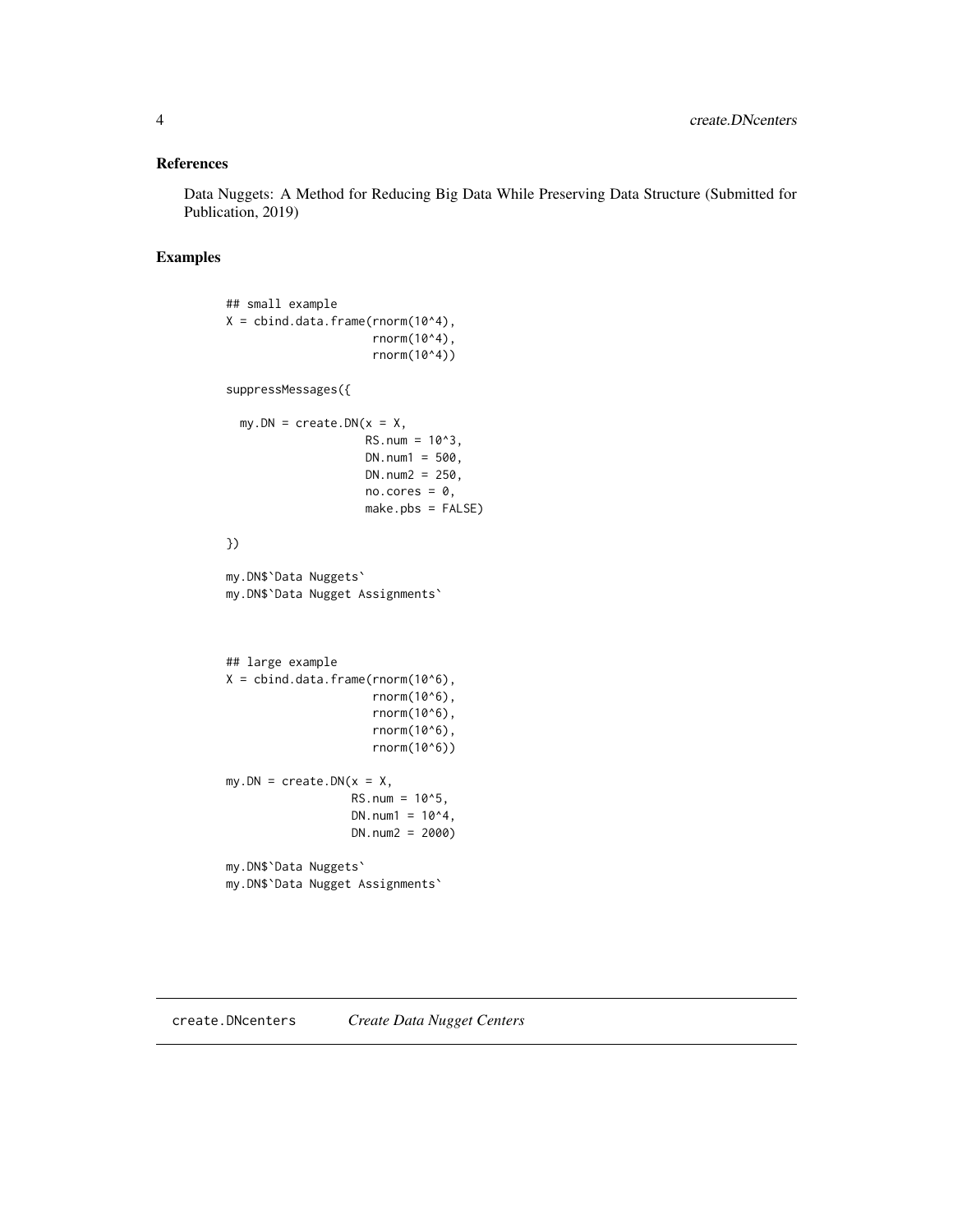## References

Data Nuggets: A Method for Reducing Big Data While Preserving Data Structure (Submitted for Publication, 2019)

## Examples

```
## small example
X = cbind.data.frame(rnorm(10^4),
                     rnorm(10^4),
                     rnorm(10^4))

suppressMessages({

  my.DN = create.DN(x = X,
                    RS.num = 10^3,
                    DN.num1 = 500,
                    DN.num2 = 250,
                    no.cores = 0,
                    make.pbs = FALSE)

})

my.DN$`Data Nuggets`
my.DN$`Data Nugget Assignments`



## large example
X = cbind.data.frame(rnorm(10^6),
                     rnorm(10^6),
                     rnorm(10^6),
                     rnorm(10^6),
                     rnorm(10^6))

my.DN = create.DN(x = X,
                  RS.num = 10^5,
                  DN.num1 = 10^4,
                  DN.num2 = 2000)

my.DN$`Data Nuggets`
my.DN$`Data Nugget Assignments`
```

---

create.DNcenters *Create Data Nugget Centers*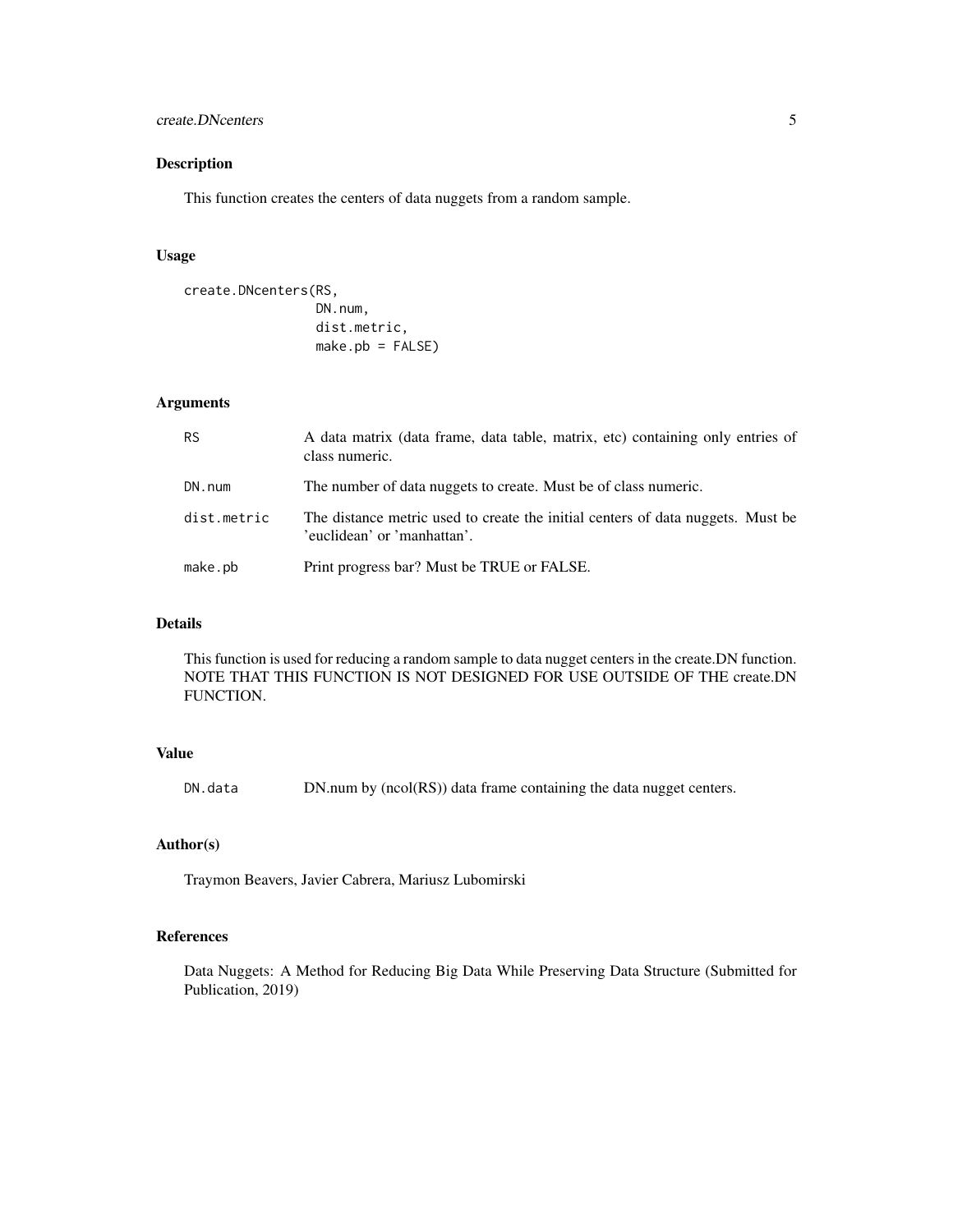## Description

This function creates the centers of data nuggets from a random sample.

## Usage

```
create.DNcenters(RS,
                 DN.num,
                 dist.metric,
                 make.pb = FALSE)
```

## Arguments

| | |
|---|---|
| RS | A data matrix (data frame, data table, matrix, etc) containing only entries of class numeric. |
| DN.num | The number of data nuggets to create. Must be of class numeric. |
| dist.metric | The distance metric used to create the initial centers of data nuggets. Must be 'euclidean' or 'manhattan'. |
| make.pb | Print progress bar? Must be TRUE or FALSE. |

## Details

This function is used for reducing a random sample to data nugget centers in the create.DN function. NOTE THAT THIS FUNCTION IS NOT DESIGNED FOR USE OUTSIDE OF THE create.DN FUNCTION.

## Value

| | |
|---|---|
| DN.data | DN.num by (ncol(RS)) data frame containing the data nugget centers. |

## Author(s)

Traymon Beavers, Javier Cabrera, Mariusz Lubomirski

## References

Data Nuggets: A Method for Reducing Big Data While Preserving Data Structure (Submitted for Publication, 2019)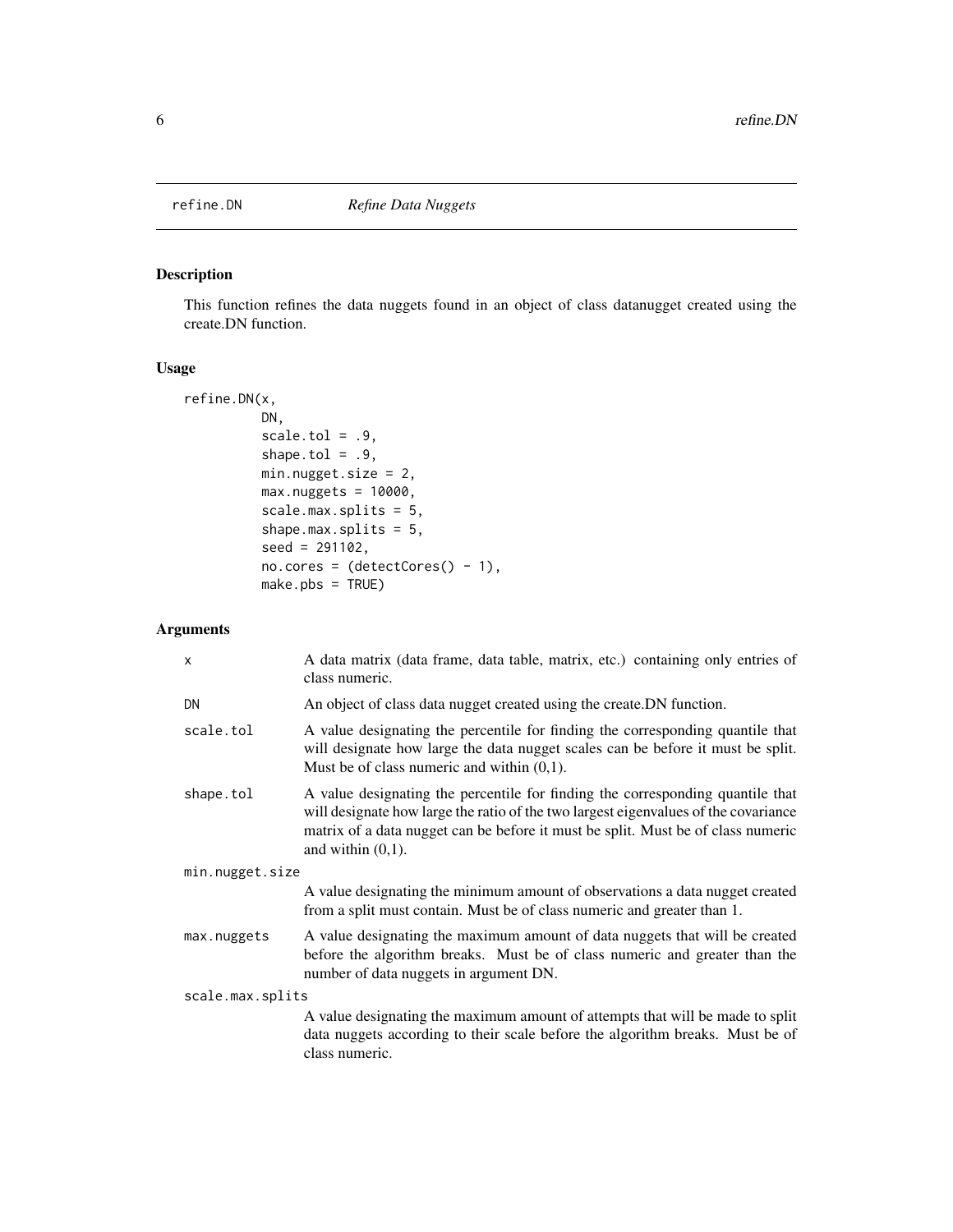refine.DN *Refine Data Nuggets*

## Description

This function refines the data nuggets found in an object of class datanugget created using the create.DN function.

## Usage

```
refine.DN(x,
          DN,
          scale.tol = .9,
          shape.tol = .9,
          min.nugget.size = 2,
          max.nuggets = 10000,
          scale.max.splits = 5,
          shape.max.splits = 5,
          seed = 291102,
          no.cores = (detectCores() - 1),
          make.pbs = TRUE)
```

## Arguments

| | |
|---|---|
| x | A data matrix (data frame, data table, matrix, etc.) containing only entries of class numeric. |
| DN | An object of class data nugget created using the create.DN function. |
| scale.tol | A value designating the percentile for finding the corresponding quantile that will designate how large the data nugget scales can be before it must be split. Must be of class numeric and within (0,1). |
| shape.tol | A value designating the percentile for finding the corresponding quantile that will designate how large the ratio of the two largest eigenvalues of the covariance matrix of a data nugget can be before it must be split. Must be of class numeric and within (0,1). |
| min.nugget.size | A value designating the minimum amount of observations a data nugget created from a split must contain. Must be of class numeric and greater than 1. |
| max.nuggets | A value designating the maximum amount of data nuggets that will be created before the algorithm breaks. Must be of class numeric and greater than the number of data nuggets in argument DN. |
| scale.max.splits | A value designating the maximum amount of attempts that will be made to split data nuggets according to their scale before the algorithm breaks. Must be of class numeric. |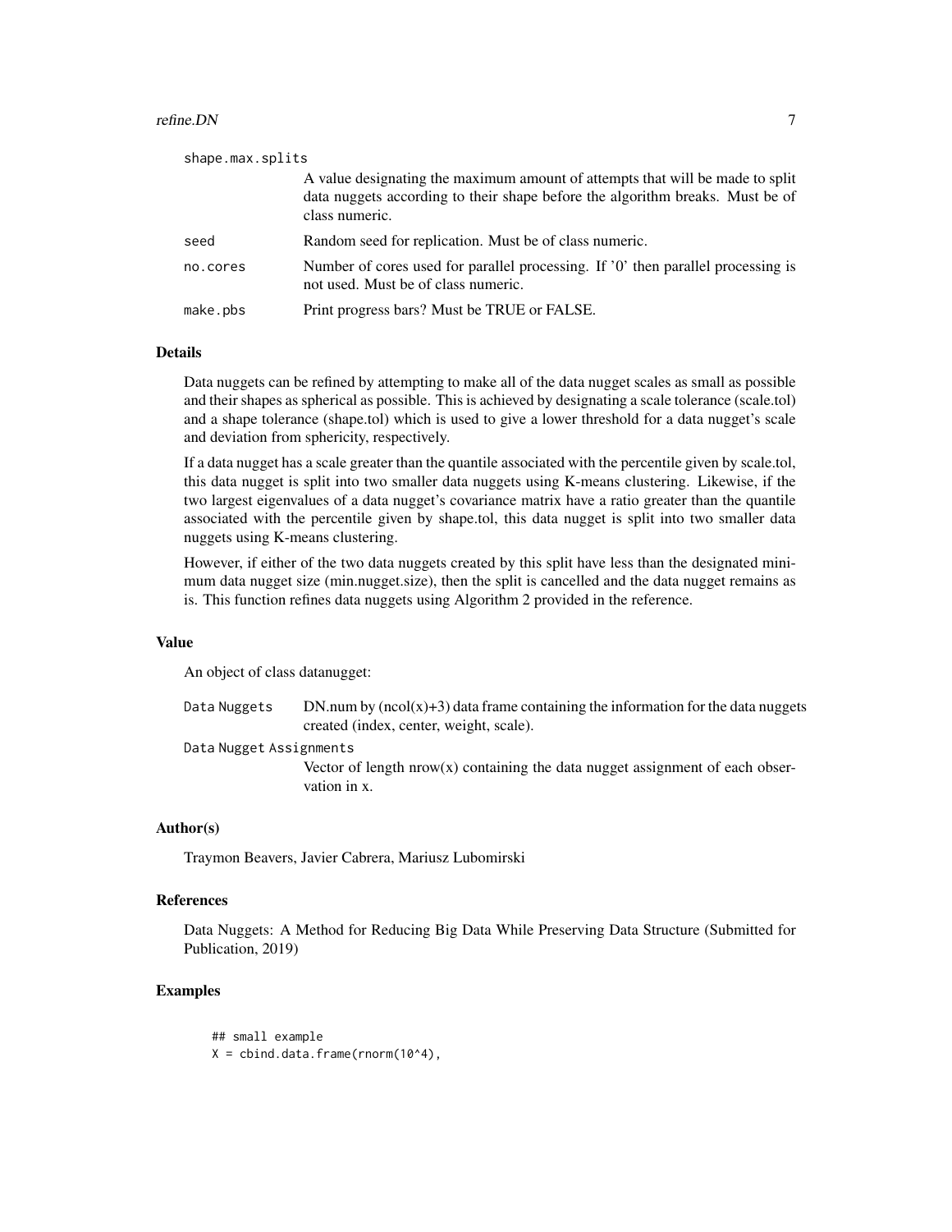shape.max.splits
: A value designating the maximum amount of attempts that will be made to split data nuggets according to their shape before the algorithm breaks. Must be of class numeric.

seed
: Random seed for replication. Must be of class numeric.

no.cores
: Number of cores used for parallel processing. If '0' then parallel processing is not used. Must be of class numeric.

make.pbs
: Print progress bars? Must be TRUE or FALSE.

### Details

Data nuggets can be refined by attempting to make all of the data nugget scales as small as possible and their shapes as spherical as possible. This is achieved by designating a scale tolerance (scale.tol) and a shape tolerance (shape.tol) which is used to give a lower threshold for a data nugget's scale and deviation from sphericity, respectively.

If a data nugget has a scale greater than the quantile associated with the percentile given by scale.tol, this data nugget is split into two smaller data nuggets using K-means clustering. Likewise, if the two largest eigenvalues of a data nugget's covariance matrix have a ratio greater than the quantile associated with the percentile given by shape.tol, this data nugget is split into two smaller data nuggets using K-means clustering.

However, if either of the two data nuggets created by this split have less than the designated minimum data nugget size (min.nugget.size), then the split is cancelled and the data nugget remains as is. This function refines data nuggets using Algorithm 2 provided in the reference.

### Value

An object of class datanugget:

Data Nuggets
: DN.num by (ncol(x)+3) data frame containing the information for the data nuggets created (index, center, weight, scale).

Data Nugget Assignments
: Vector of length nrow(x) containing the data nugget assignment of each observation in x.

### Author(s)

Traymon Beavers, Javier Cabrera, Mariusz Lubomirski

### References

Data Nuggets: A Method for Reducing Big Data While Preserving Data Structure (Submitted for Publication, 2019)

### Examples

```
## small example
X = cbind.data.frame(rnorm(10^4),
```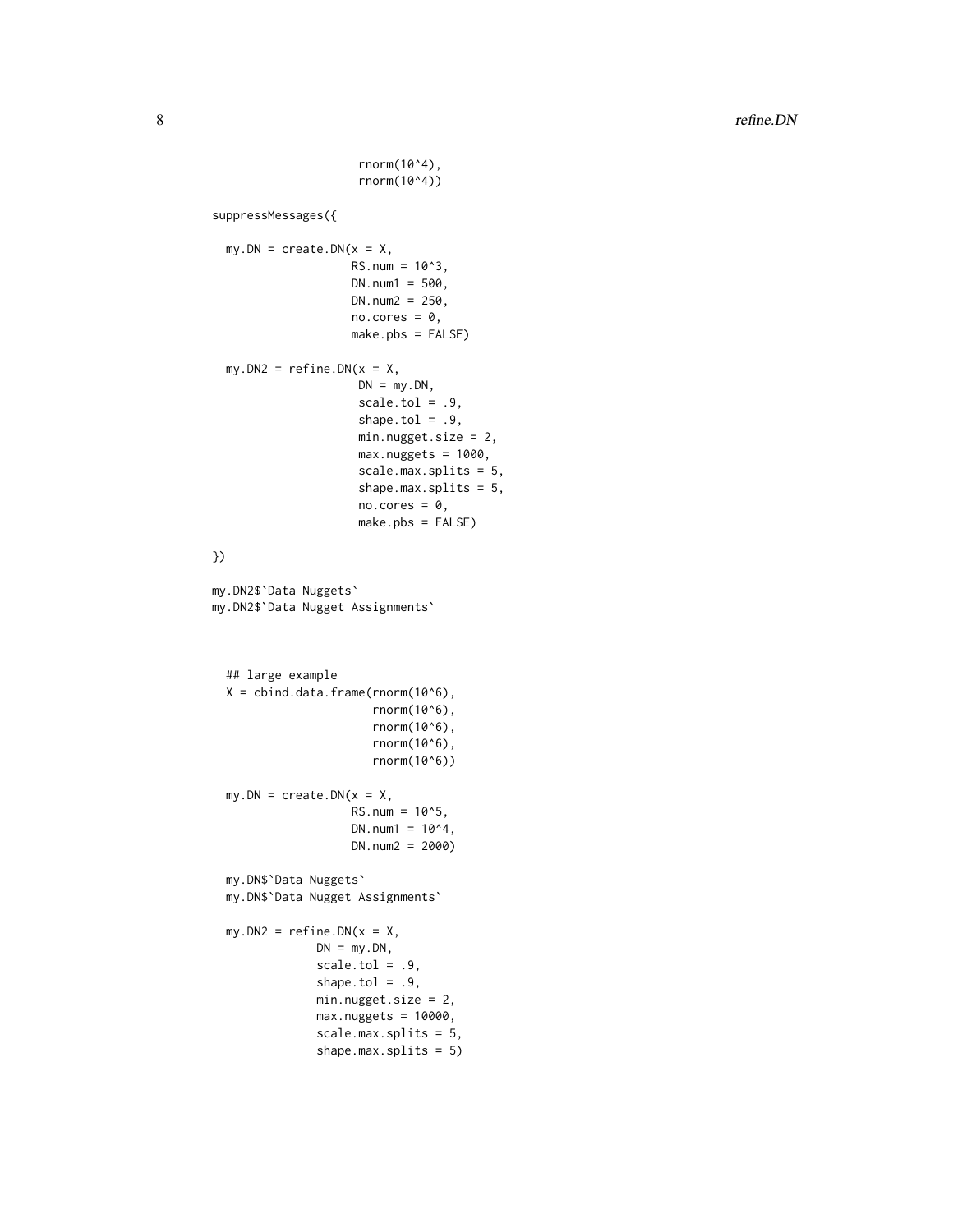```
                    rnorm(10^4),
                    rnorm(10^4))

suppressMessages({

  my.DN = create.DN(x = X,
                    RS.num = 10^3,
                    DN.num1 = 500,
                    DN.num2 = 250,
                    no.cores = 0,
                    make.pbs = FALSE)

  my.DN2 = refine.DN(x = X,
                     DN = my.DN,
                     scale.tol = .9,
                     shape.tol = .9,
                     min.nugget.size = 2,
                     max.nuggets = 1000,
                     scale.max.splits = 5,
                     shape.max.splits = 5,
                     no.cores = 0,
                     make.pbs = FALSE)

})

my.DN2$`Data Nuggets`
my.DN2$`Data Nugget Assignments`



  ## large example
  X = cbind.data.frame(rnorm(10^6),
                       rnorm(10^6),
                       rnorm(10^6),
                       rnorm(10^6),
                       rnorm(10^6))

  my.DN = create.DN(x = X,
                    RS.num = 10^5,
                    DN.num1 = 10^4,
                    DN.num2 = 2000)

  my.DN$`Data Nuggets`
  my.DN$`Data Nugget Assignments`

  my.DN2 = refine.DN(x = X,
               DN = my.DN,
               scale.tol = .9,
               shape.tol = .9,
               min.nugget.size = 2,
               max.nuggets = 10000,
               scale.max.splits = 5,
               shape.max.splits = 5)
```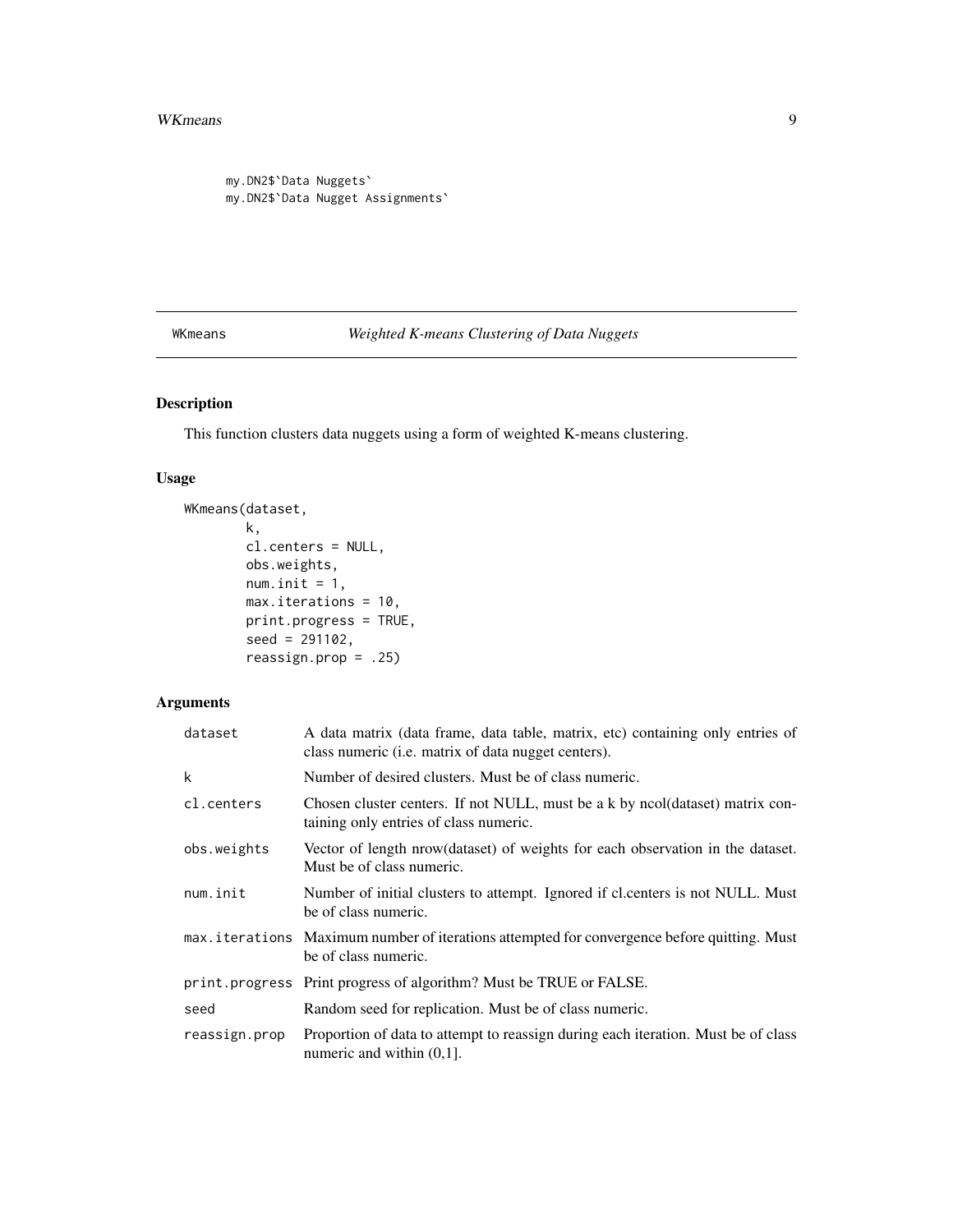```
my.DN2$`Data Nuggets`
my.DN2$`Data Nugget Assignments`
```

## WKmeans — *Weighted K-means Clustering of Data Nuggets*

### Description

This function clusters data nuggets using a form of weighted K-means clustering.

### Usage

```
WKmeans(dataset,
        k,
        cl.centers = NULL,
        obs.weights,
        num.init = 1,
        max.iterations = 10,
        print.progress = TRUE,
        seed = 291102,
        reassign.prop = .25)
```

### Arguments

| | |
|---|---|
| `dataset` | A data matrix (data frame, data table, matrix, etc) containing only entries of class numeric (i.e. matrix of data nugget centers). |
| `k` | Number of desired clusters. Must be of class numeric. |
| `cl.centers` | Chosen cluster centers. If not NULL, must be a k by ncol(dataset) matrix containing only entries of class numeric. |
| `obs.weights` | Vector of length nrow(dataset) of weights for each observation in the dataset. Must be of class numeric. |
| `num.init` | Number of initial clusters to attempt. Ignored if cl.centers is not NULL. Must be of class numeric. |
| `max.iterations` | Maximum number of iterations attempted for convergence before quitting. Must be of class numeric. |
| `print.progress` | Print progress of algorithm? Must be TRUE or FALSE. |
| `seed` | Random seed for replication. Must be of class numeric. |
| `reassign.prop` | Proportion of data to attempt to reassign during each iteration. Must be of class numeric and within (0,1]. |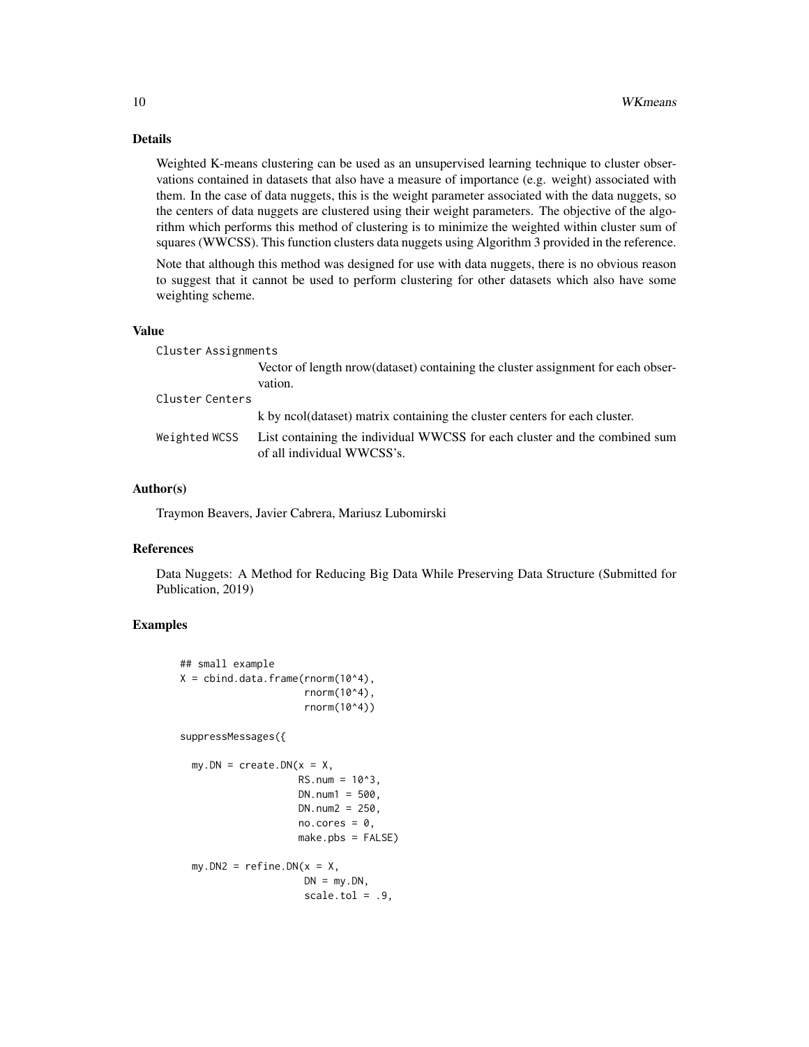## Details

Weighted K-means clustering can be used as an unsupervised learning technique to cluster observations contained in datasets that also have a measure of importance (e.g. weight) associated with them. In the case of data nuggets, this is the weight parameter associated with the data nuggets, so the centers of data nuggets are clustered using their weight parameters. The objective of the algorithm which performs this method of clustering is to minimize the weighted within cluster sum of squares (WWCSS). This function clusters data nuggets using Algorithm 3 provided in the reference.

Note that although this method was designed for use with data nuggets, there is no obvious reason to suggest that it cannot be used to perform clustering for other datasets which also have some weighting scheme.

## Value

`Cluster Assignments`
: Vector of length nrow(dataset) containing the cluster assignment for each observation.

`Cluster Centers`
: k by ncol(dataset) matrix containing the cluster centers for each cluster.

`Weighted WCSS`
: List containing the individual WWCSS for each cluster and the combined sum of all individual WWCSS's.

## Author(s)

Traymon Beavers, Javier Cabrera, Mariusz Lubomirski

## References

Data Nuggets: A Method for Reducing Big Data While Preserving Data Structure (Submitted for Publication, 2019)

## Examples

```
## small example
X = cbind.data.frame(rnorm(10^4),
                     rnorm(10^4),
                     rnorm(10^4))

suppressMessages({

  my.DN = create.DN(x = X,
                    RS.num = 10^3,
                    DN.num1 = 500,
                    DN.num2 = 250,
                    no.cores = 0,
                    make.pbs = FALSE)

  my.DN2 = refine.DN(x = X,
                     DN = my.DN,
                     scale.tol = .9,
```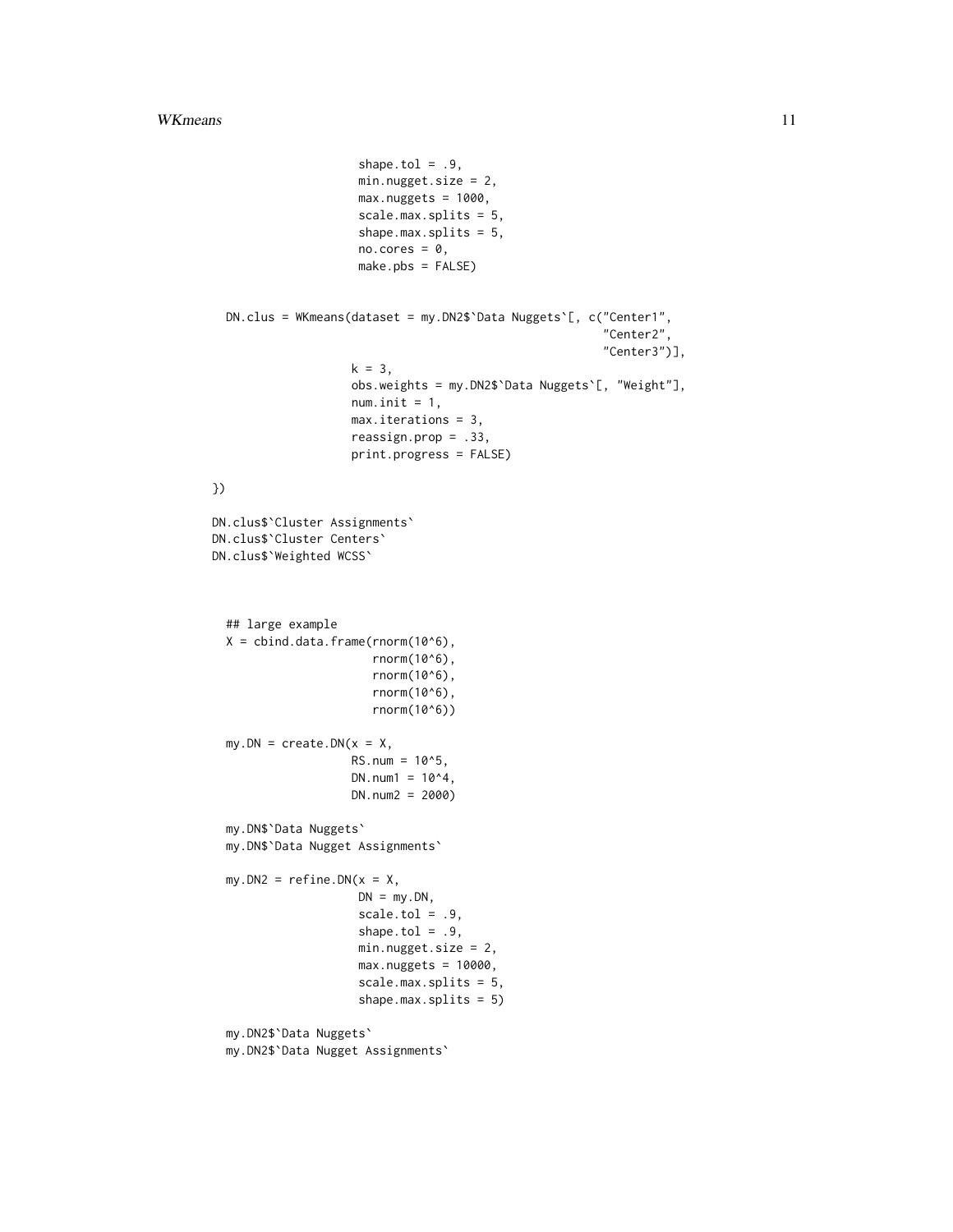```
                    shape.tol = .9,
                    min.nugget.size = 2,
                    max.nuggets = 1000,
                    scale.max.splits = 5,
                    shape.max.splits = 5,
                    no.cores = 0,
                    make.pbs = FALSE)


  DN.clus = WKmeans(dataset = my.DN2$`Data Nuggets`[, c("Center1",
                                                        "Center2",
                                                        "Center3")],
                    k = 3,
                    obs.weights = my.DN2$`Data Nuggets`[, "Weight"],
                    num.init = 1,
                    max.iterations = 3,
                    reassign.prop = .33,
                    print.progress = FALSE)

})

DN.clus$`Cluster Assignments`
DN.clus$`Cluster Centers`
DN.clus$`Weighted WCSS`



  ## large example
  X = cbind.data.frame(rnorm(10^6),
                       rnorm(10^6),
                       rnorm(10^6),
                       rnorm(10^6),
                       rnorm(10^6))

  my.DN = create.DN(x = X,
                    RS.num = 10^5,
                    DN.num1 = 10^4,
                    DN.num2 = 2000)

  my.DN$`Data Nuggets`
  my.DN$`Data Nugget Assignments`

  my.DN2 = refine.DN(x = X,
                     DN = my.DN,
                     scale.tol = .9,
                     shape.tol = .9,
                     min.nugget.size = 2,
                     max.nuggets = 10000,
                     scale.max.splits = 5,
                     shape.max.splits = 5)

  my.DN2$`Data Nuggets`
  my.DN2$`Data Nugget Assignments`
```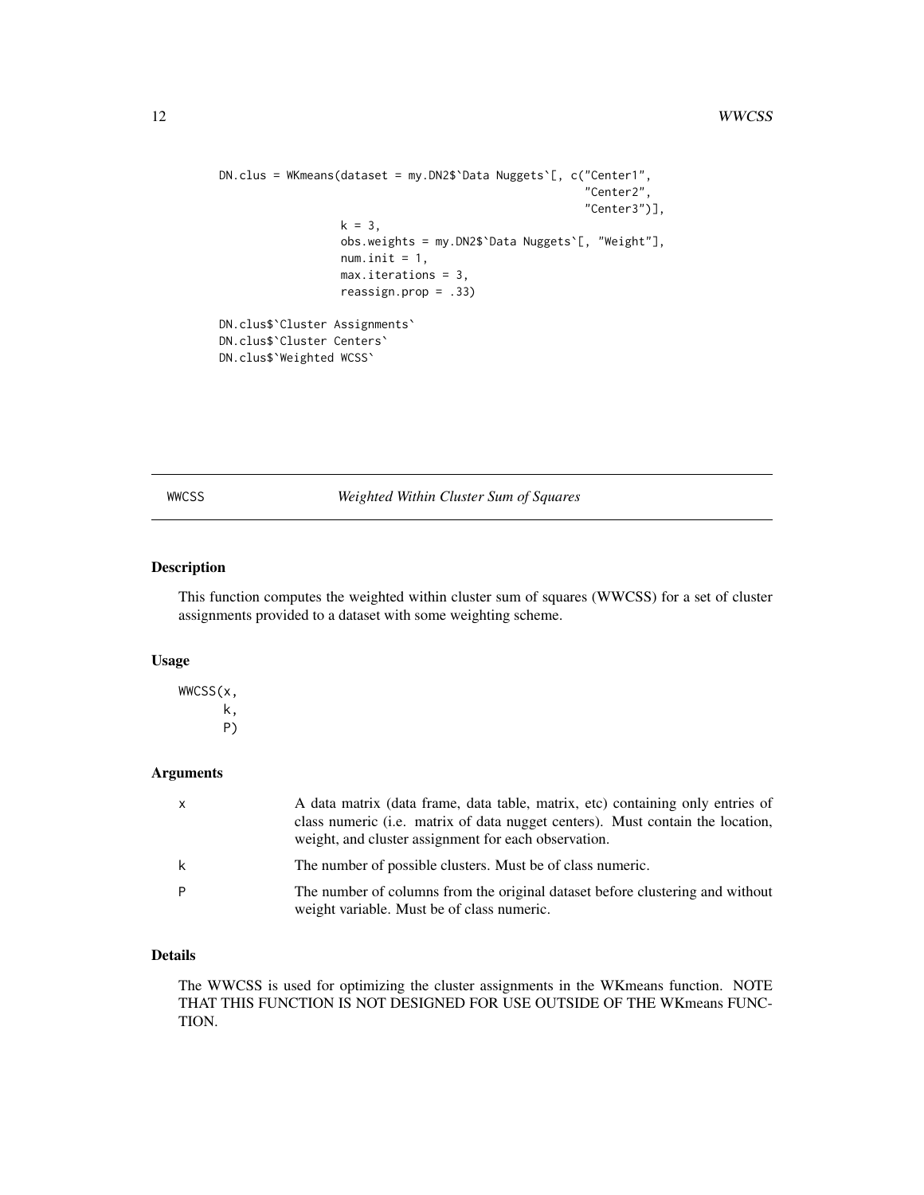```
DN.clus = WKmeans(dataset = my.DN2$`Data Nuggets`[, c("Center1",
                                                       "Center2",
                                                       "Center3")],
                  k = 3,
                  obs.weights = my.DN2$`Data Nuggets`[, "Weight"],
                  num.init = 1,
                  max.iterations = 3,
                  reassign.prop = .33)

DN.clus$`Cluster Assignments`
DN.clus$`Cluster Centers`
DN.clus$`Weighted WCSS`
```

## WWCSS — *Weighted Within Cluster Sum of Squares*

### Description

This function computes the weighted within cluster sum of squares (WWCSS) for a set of cluster assignments provided to a dataset with some weighting scheme.

### Usage

```
WWCSS(x,
      k,
      P)
```

### Arguments

| | |
|---|---|
| x | A data matrix (data frame, data table, matrix, etc) containing only entries of class numeric (i.e. matrix of data nugget centers). Must contain the location, weight, and cluster assignment for each observation. |
| k | The number of possible clusters. Must be of class numeric. |
| P | The number of columns from the original dataset before clustering and without weight variable. Must be of class numeric. |

### Details

The WWCSS is used for optimizing the cluster assignments in the WKmeans function. NOTE THAT THIS FUNCTION IS NOT DESIGNED FOR USE OUTSIDE OF THE WKmeans FUNCTION.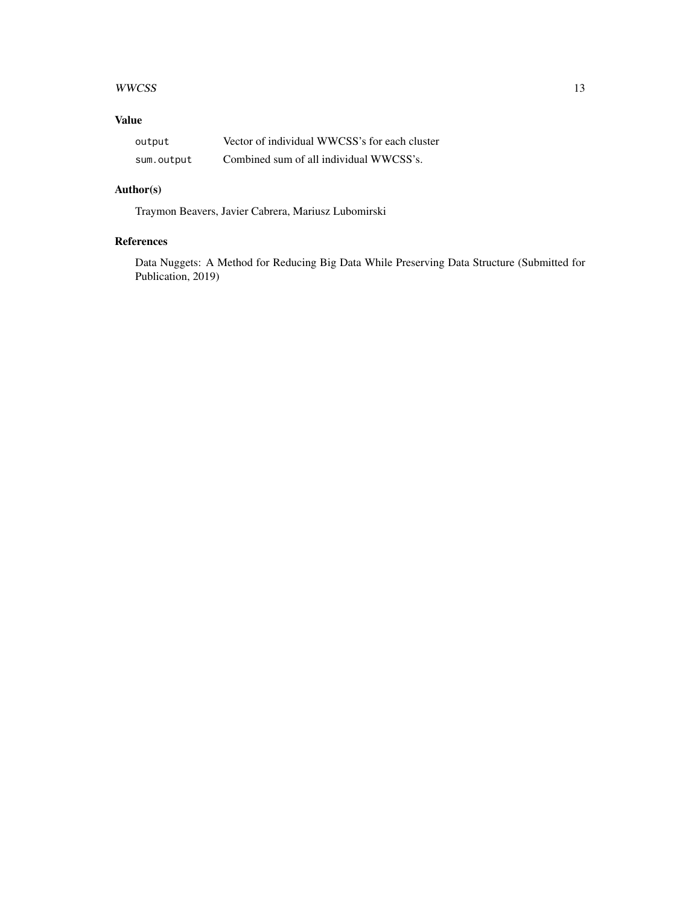## Value

| | |
|---|---|
| `output` | Vector of individual WWCSS's for each cluster |
| `sum.output` | Combined sum of all individual WWCSS's. |

## Author(s)

Traymon Beavers, Javier Cabrera, Mariusz Lubomirski

## References

Data Nuggets: A Method for Reducing Big Data While Preserving Data Structure (Submitted for Publication, 2019)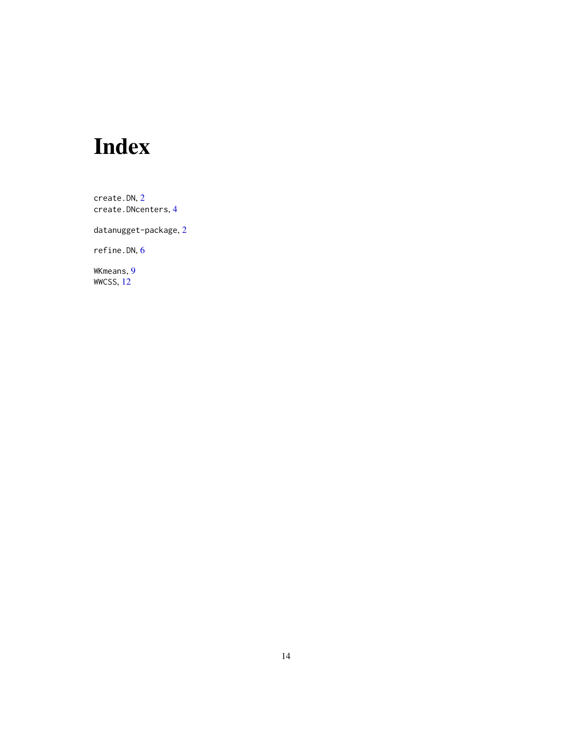# Index

create.DN, 2
create.DNcenters, 4

datanugget-package, 2

refine.DN, 6

WKmeans, 9
WWCSS, 12